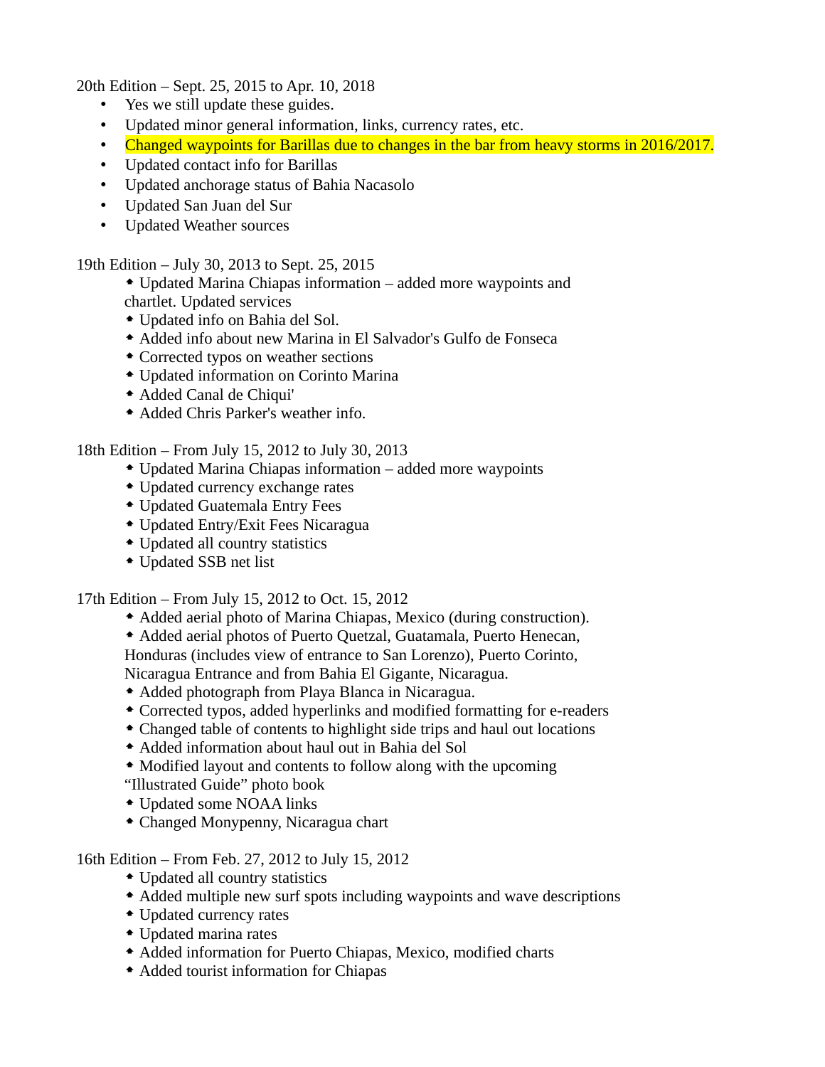20th Edition – Sept. 25, 2015 to Apr. 10, 2018

- Yes we still update these guides.
- Updated minor general information, links, currency rates, etc.
- Changed waypoints for Barillas due to changes in the bar from heavy storms in 2016/2017.
- Updated contact info for Barillas
- Updated anchorage status of Bahia Nacasolo
- Updated San Juan del Sur
- Updated Weather sources

19th Edition – July 30, 2013 to Sept. 25, 2015

- Updated Marina Chiapas information – added more waypoints and chartlet. Updated services
- Updated info on Bahia del Sol.
- Added info about new Marina in El Salvador's Gulfo de Fonseca
- Corrected typos on weather sections
- Updated information on Corinto Marina
- Added Canal de Chiqui'
- Added Chris Parker's weather info.

18th Edition – From July 15, 2012 to July 30, 2013

- Updated Marina Chiapas information – added more waypoints
- Updated currency exchange rates
- Updated Guatemala Entry Fees
- Updated Entry/Exit Fees Nicaragua
- Updated all country statistics
- Updated SSB net list

17th Edition – From July 15, 2012 to Oct. 15, 2012

- Added aerial photo of Marina Chiapas, Mexico (during construction).
- Added aerial photos of Puerto Quetzal, Guatamala, Puerto Henecan, Honduras (includes view of entrance to San Lorenzo), Puerto Corinto, Nicaragua Entrance and from Bahia El Gigante, Nicaragua.
- Added photograph from Playa Blanca in Nicaragua.
- Corrected typos, added hyperlinks and modified formatting for e-readers
- Changed table of contents to highlight side trips and haul out locations
- Added information about haul out in Bahia del Sol
- Modified layout and contents to follow along with the upcoming "Illustrated Guide" photo book
- Updated some NOAA links
- Changed Monypenny, Nicaragua chart

16th Edition – From Feb. 27, 2012 to July 15, 2012

- Updated all country statistics
- Added multiple new surf spots including waypoints and wave descriptions
- Updated currency rates
- Updated marina rates
- Added information for Puerto Chiapas, Mexico, modified charts
- Added tourist information for Chiapas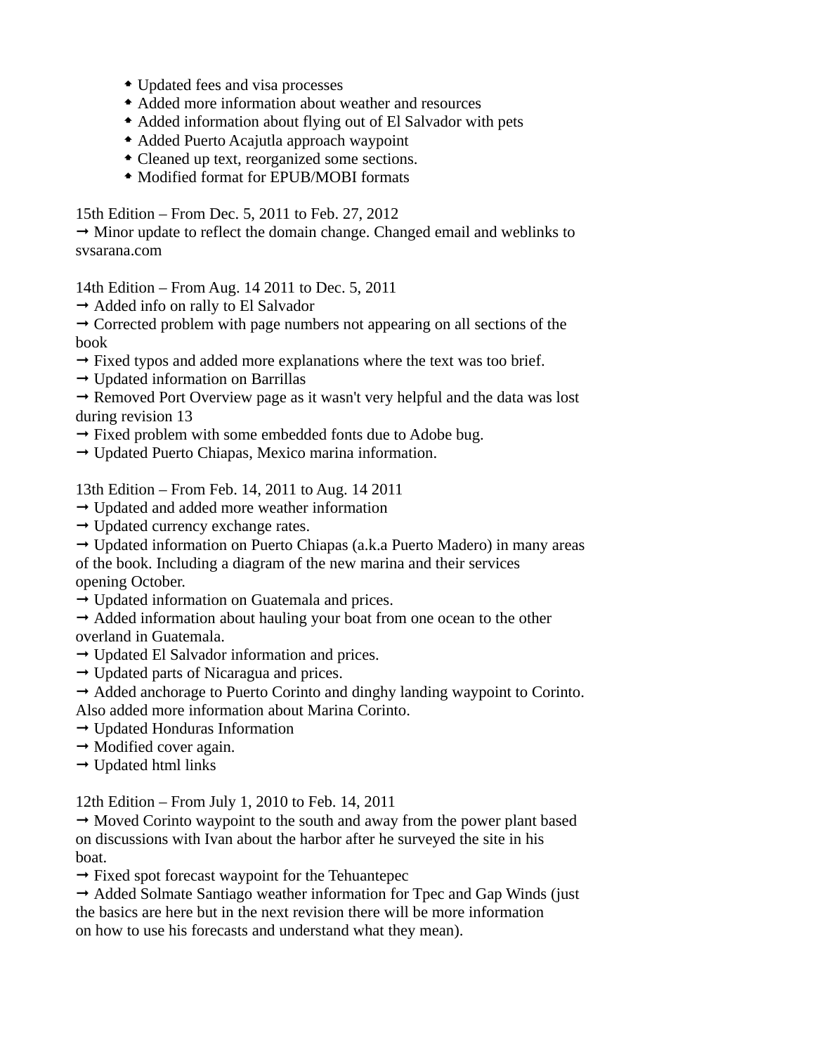- Updated fees and visa processes
- Added more information about weather and resources
- Added information about flying out of El Salvador with pets
- Added Puerto Acajutla approach waypoint
- Cleaned up text, reorganized some sections.
- Modified format for EPUB/MOBI formats

15th Edition – From Dec. 5, 2011 to Feb. 27, 2012
→ Minor update to reflect the domain change. Changed email and weblinks to svsarana.com

14th Edition – From Aug. 14 2011 to Dec. 5, 2011
→ Added info on rally to El Salvador
→ Corrected problem with page numbers not appearing on all sections of the book
→ Fixed typos and added more explanations where the text was too brief.
→ Updated information on Barrillas
→ Removed Port Overview page as it wasn't very helpful and the data was lost during revision 13
→ Fixed problem with some embedded fonts due to Adobe bug.
→ Updated Puerto Chiapas, Mexico marina information.

13th Edition – From Feb. 14, 2011 to Aug. 14 2011
→ Updated and added more weather information
→ Updated currency exchange rates.
→ Updated information on Puerto Chiapas (a.k.a Puerto Madero) in many areas of the book. Including a diagram of the new marina and their services opening October.
→ Updated information on Guatemala and prices.
→ Added information about hauling your boat from one ocean to the other overland in Guatemala.
→ Updated El Salvador information and prices.
→ Updated parts of Nicaragua and prices.
→ Added anchorage to Puerto Corinto and dinghy landing waypoint to Corinto. Also added more information about Marina Corinto.
→ Updated Honduras Information
→ Modified cover again.
→ Updated html links

12th Edition – From July 1, 2010 to Feb. 14, 2011
→ Moved Corinto waypoint to the south and away from the power plant based on discussions with Ivan about the harbor after he surveyed the site in his boat.
→ Fixed spot forecast waypoint for the Tehuantepec
→ Added Solmate Santiago weather information for Tpec and Gap Winds (just the basics are here but in the next revision there will be more information on how to use his forecasts and understand what they mean).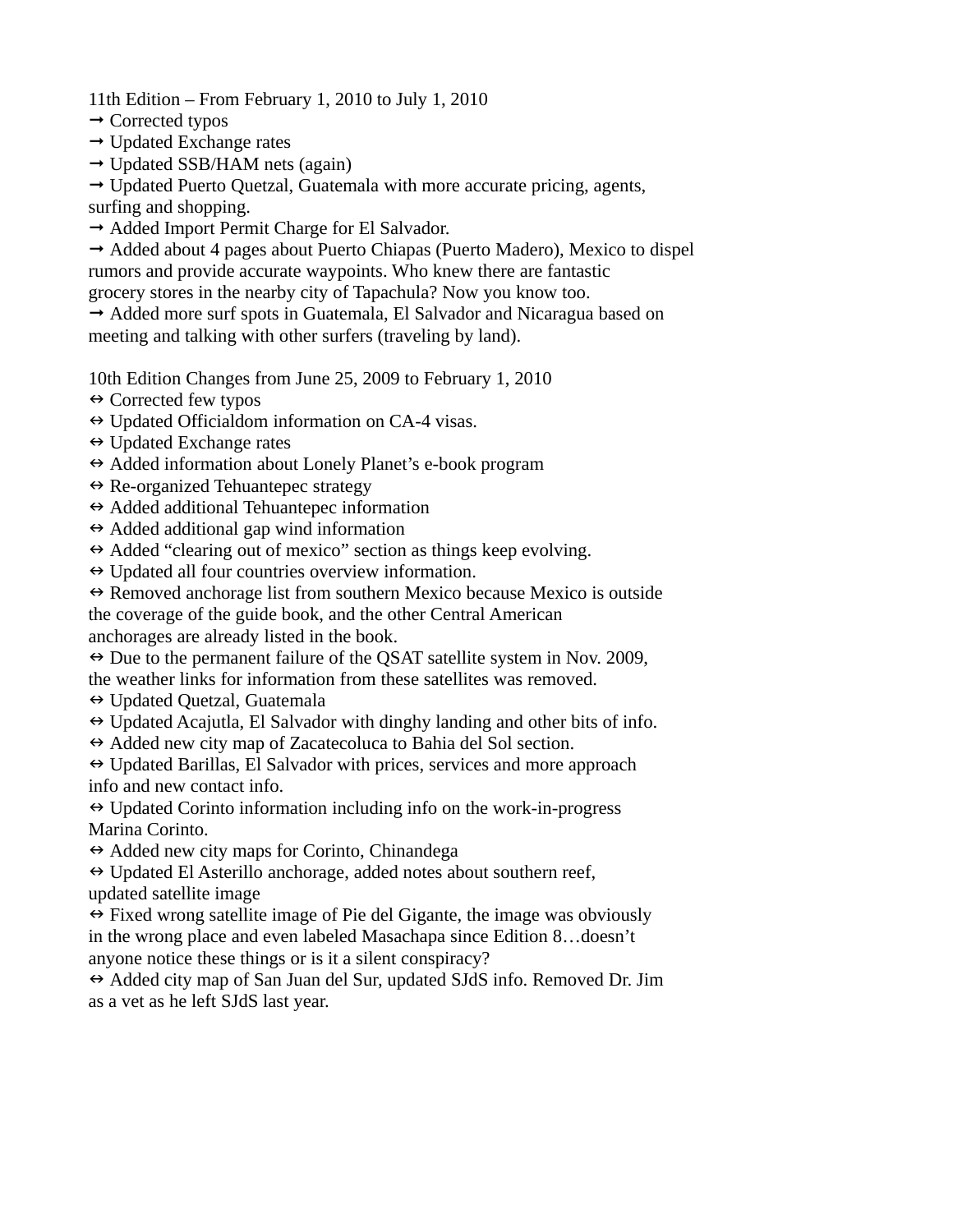11th Edition – From February 1, 2010 to July 1, 2010

→ Corrected typos
→ Updated Exchange rates
→ Updated SSB/HAM nets (again)
→ Updated Puerto Quetzal, Guatemala with more accurate pricing, agents, surfing and shopping.
→ Added Import Permit Charge for El Salvador.
→ Added about 4 pages about Puerto Chiapas (Puerto Madero), Mexico to dispel rumors and provide accurate waypoints. Who knew there are fantastic grocery stores in the nearby city of Tapachula? Now you know too.
→ Added more surf spots in Guatemala, El Salvador and Nicaragua based on meeting and talking with other surfers (traveling by land).

10th Edition Changes from June 25, 2009 to February 1, 2010

⇔ Corrected few typos
⇔ Updated Officialdom information on CA-4 visas.
⇔ Updated Exchange rates
⇔ Added information about Lonely Planet's e-book program
⇔ Re-organized Tehuantepec strategy
⇔ Added additional Tehuantepec information
⇔ Added additional gap wind information
⇔ Added "clearing out of mexico" section as things keep evolving.
⇔ Updated all four countries overview information.
⇔ Removed anchorage list from southern Mexico because Mexico is outside the coverage of the guide book, and the other Central American anchorages are already listed in the book.
⇔ Due to the permanent failure of the QSAT satellite system in Nov. 2009, the weather links for information from these satellites was removed.
⇔ Updated Quetzal, Guatemala
⇔ Updated Acajutla, El Salvador with dinghy landing and other bits of info.
⇔ Added new city map of Zacatecoluca to Bahia del Sol section.
⇔ Updated Barillas, El Salvador with prices, services and more approach info and new contact info.
⇔ Updated Corinto information including info on the work-in-progress Marina Corinto.
⇔ Added new city maps for Corinto, Chinandega
⇔ Updated El Asterillo anchorage, added notes about southern reef, updated satellite image
⇔ Fixed wrong satellite image of Pie del Gigante, the image was obviously in the wrong place and even labeled Masachapa since Edition 8…doesn't anyone notice these things or is it a silent conspiracy?
⇔ Added city map of San Juan del Sur, updated SJdS info. Removed Dr. Jim as a vet as he left SJdS last year.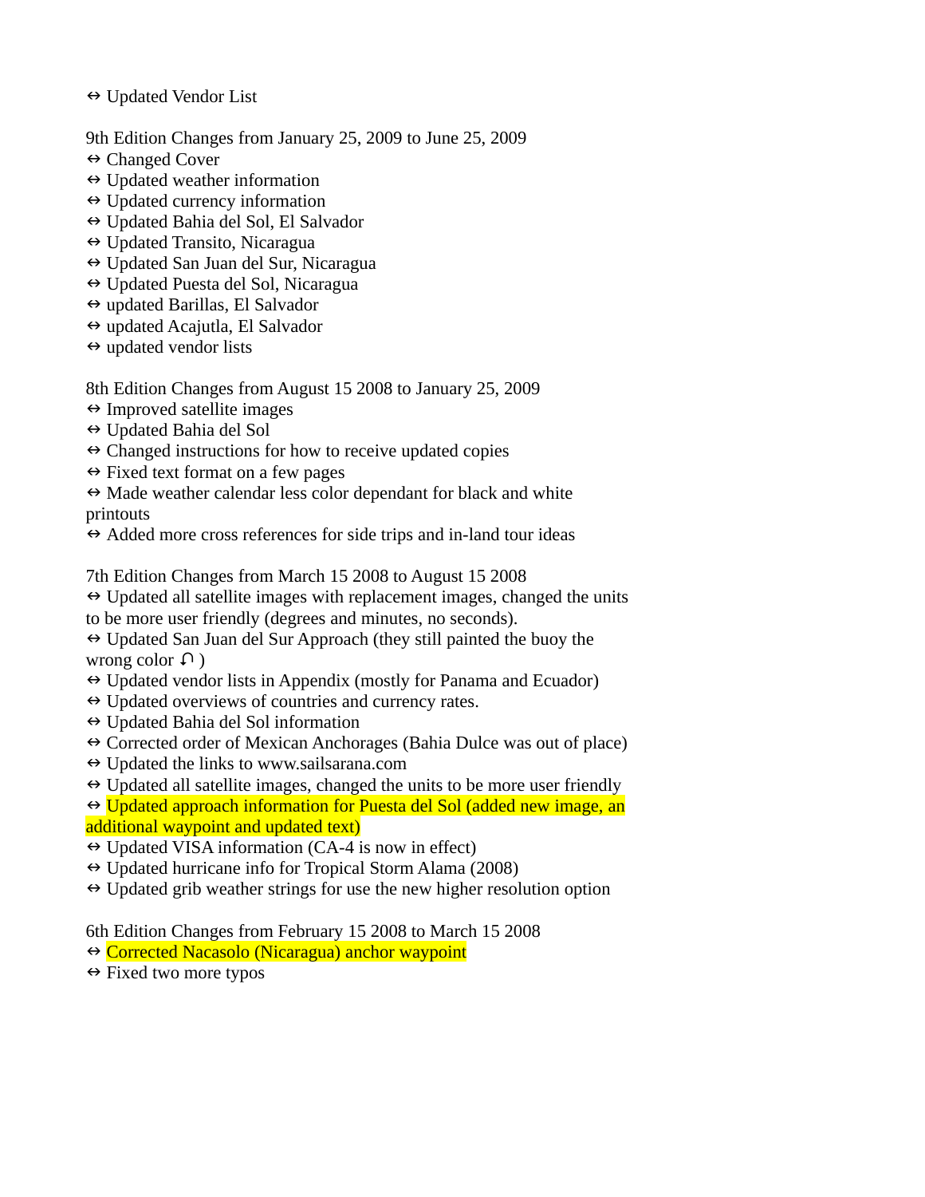- ⇔ Updated Vendor List

9th Edition Changes from January 25, 2009 to June 25, 2009

- ⇔ Changed Cover
- ⇔ Updated weather information
- ⇔ Updated currency information
- ⇔ Updated Bahia del Sol, El Salvador
- ⇔ Updated Transito, Nicaragua
- ⇔ Updated San Juan del Sur, Nicaragua
- ⇔ Updated Puesta del Sol, Nicaragua
- ⇔ updated Barillas, El Salvador
- ⇔ updated Acajutla, El Salvador
- ⇔ updated vendor lists

8th Edition Changes from August 15 2008 to January 25, 2009

- ⇔ Improved satellite images
- ⇔ Updated Bahia del Sol
- ⇔ Changed instructions for how to receive updated copies
- ⇔ Fixed text format on a few pages
- ⇔ Made weather calendar less color dependant for black and white printouts
- ⇔ Added more cross references for side trips and in-land tour ideas

7th Edition Changes from March 15 2008 to August 15 2008

- ⇔ Updated all satellite images with replacement images, changed the units to be more user friendly (degrees and minutes, no seconds).
- ⇔ Updated San Juan del Sur Approach (they still painted the buoy the wrong color ☹ )
- ⇔ Updated vendor lists in Appendix (mostly for Panama and Ecuador)
- ⇔ Updated overviews of countries and currency rates.
- ⇔ Updated Bahia del Sol information
- ⇔ Corrected order of Mexican Anchorages (Bahia Dulce was out of place)
- ⇔ Updated the links to www.sailsarana.com
- ⇔ Updated all satellite images, changed the units to be more user friendly
- ⇔ Updated approach information for Puesta del Sol (added new image, an additional waypoint and updated text)
- ⇔ Updated VISA information (CA-4 is now in effect)
- ⇔ Updated hurricane info for Tropical Storm Alama (2008)
- ⇔ Updated grib weather strings for use the new higher resolution option

6th Edition Changes from February 15 2008 to March 15 2008

- ⇔ Corrected Nacasolo (Nicaragua) anchor waypoint
- ⇔ Fixed two more typos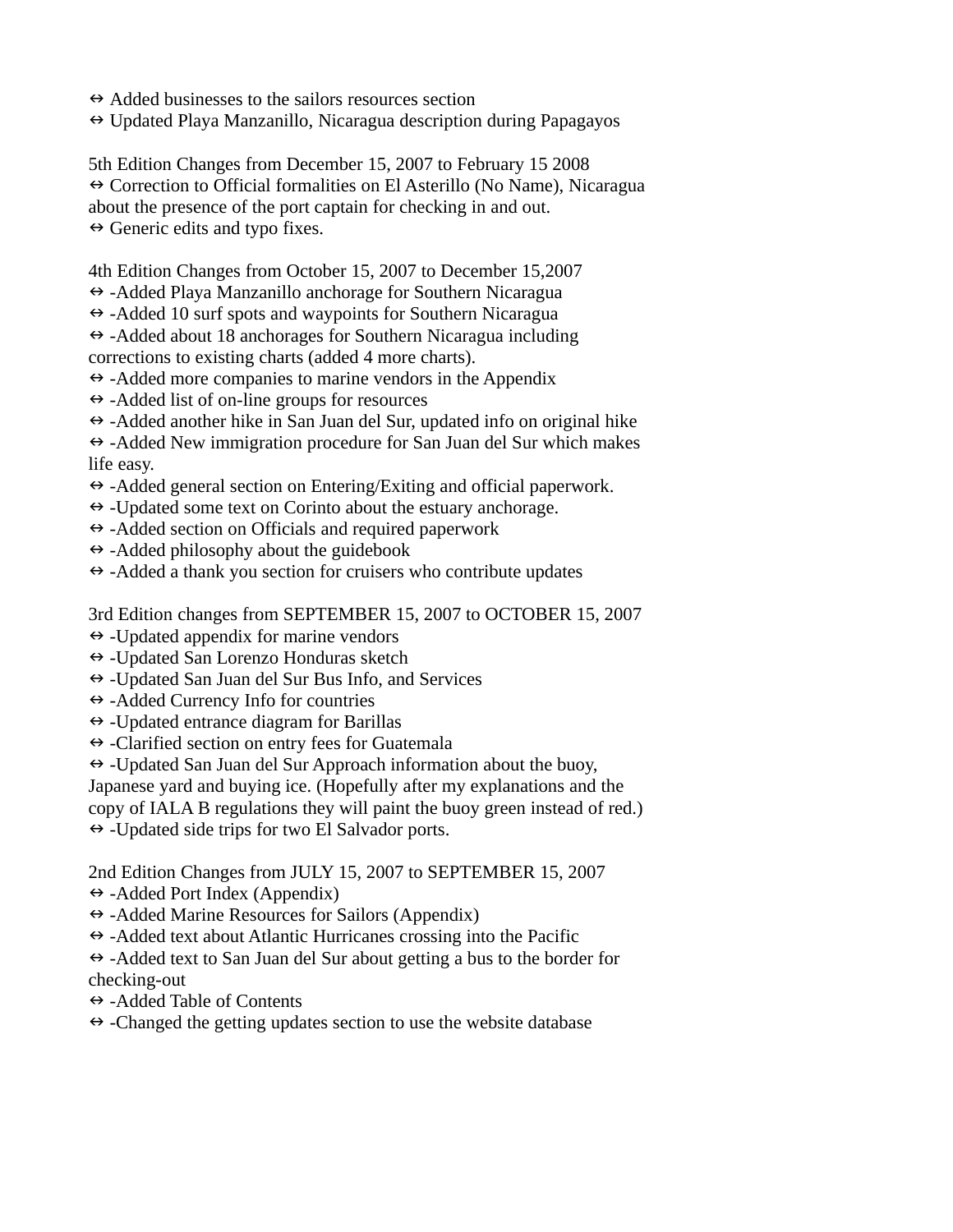⇔ Added businesses to the sailors resources section
⇔ Updated Playa Manzanillo, Nicaragua description during Papagayos

5th Edition Changes from December 15, 2007 to February 15 2008
⇔ Correction to Official formalities on El Asterillo (No Name), Nicaragua about the presence of the port captain for checking in and out.
⇔ Generic edits and typo fixes.

4th Edition Changes from October 15, 2007 to December 15,2007
⇔ -Added Playa Manzanillo anchorage for Southern Nicaragua
⇔ -Added 10 surf spots and waypoints for Southern Nicaragua
⇔ -Added about 18 anchorages for Southern Nicaragua including corrections to existing charts (added 4 more charts).
⇔ -Added more companies to marine vendors in the Appendix
⇔ -Added list of on-line groups for resources
⇔ -Added another hike in San Juan del Sur, updated info on original hike
⇔ -Added New immigration procedure for San Juan del Sur which makes life easy.
⇔ -Added general section on Entering/Exiting and official paperwork.
⇔ -Updated some text on Corinto about the estuary anchorage.
⇔ -Added section on Officials and required paperwork
⇔ -Added philosophy about the guidebook
⇔ -Added a thank you section for cruisers who contribute updates

3rd Edition changes from SEPTEMBER 15, 2007 to OCTOBER 15, 2007
⇔ -Updated appendix for marine vendors
⇔ -Updated San Lorenzo Honduras sketch
⇔ -Updated San Juan del Sur Bus Info, and Services
⇔ -Added Currency Info for countries
⇔ -Updated entrance diagram for Barillas
⇔ -Clarified section on entry fees for Guatemala
⇔ -Updated San Juan del Sur Approach information about the buoy, Japanese yard and buying ice. (Hopefully after my explanations and the copy of IALA B regulations they will paint the buoy green instead of red.)
⇔ -Updated side trips for two El Salvador ports.

2nd Edition Changes from JULY 15, 2007 to SEPTEMBER 15, 2007
⇔ -Added Port Index (Appendix)
⇔ -Added Marine Resources for Sailors (Appendix)
⇔ -Added text about Atlantic Hurricanes crossing into the Pacific
⇔ -Added text to San Juan del Sur about getting a bus to the border for checking-out
⇔ -Added Table of Contents
⇔ -Changed the getting updates section to use the website database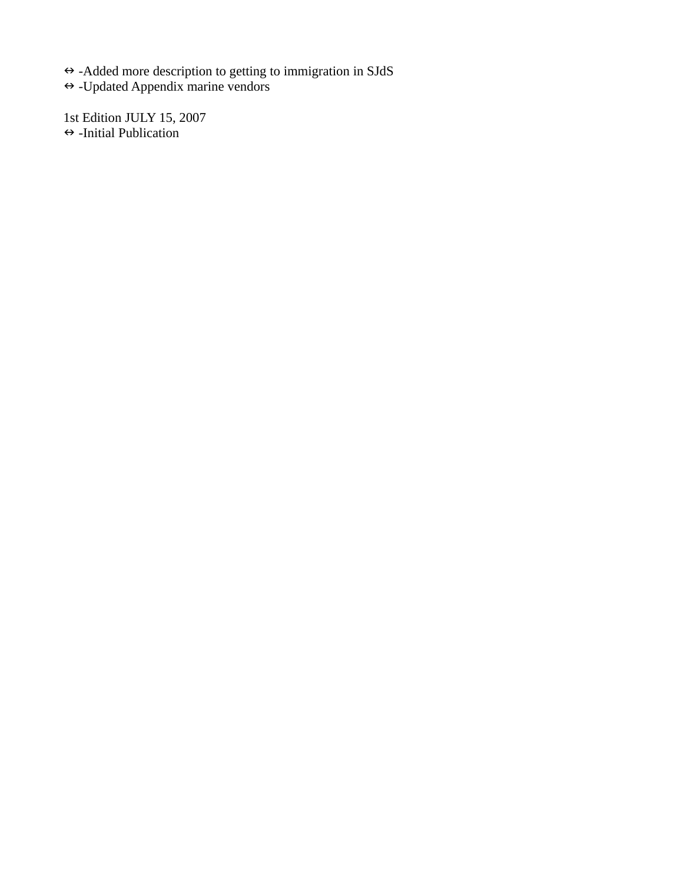⇔ -Added more description to getting to immigration in SJdS
⇔ -Updated Appendix marine vendors

1st Edition JULY 15, 2007
⇔ -Initial Publication